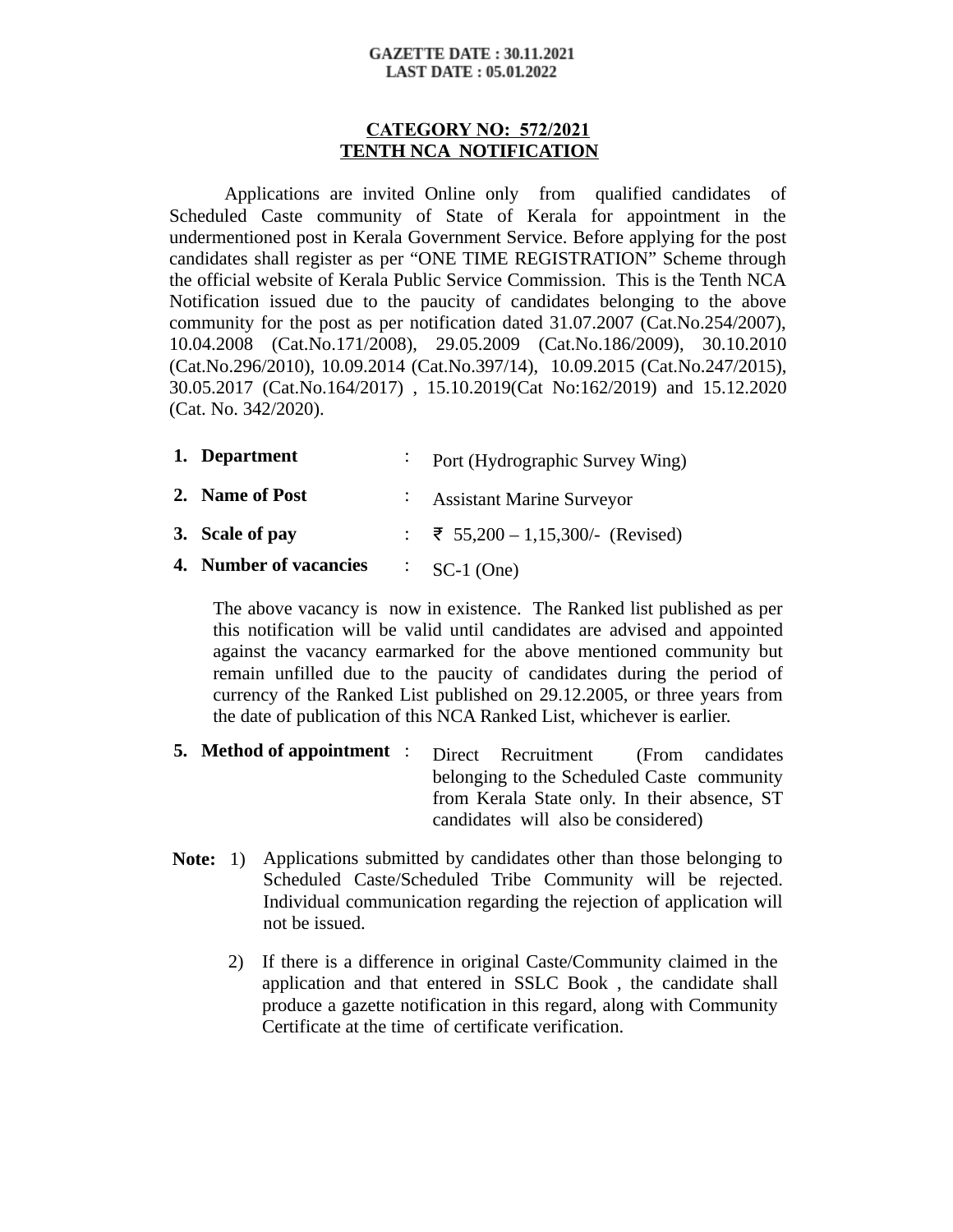**GAZETTE DATE : 30.11.2021**
**LAST DATE : 05.01.2022**

## CATEGORY NO: 572/2021
## TENTH NCA NOTIFICATION

Applications are invited Online only from qualified candidates of Scheduled Caste community of State of Kerala for appointment in the undermentioned post in Kerala Government Service. Before applying for the post candidates shall register as per "ONE TIME REGISTRATION" Scheme through the official website of Kerala Public Service Commission. This is the Tenth NCA Notification issued due to the paucity of candidates belonging to the above community for the post as per notification dated 31.07.2007 (Cat.No.254/2007), 10.04.2008 (Cat.No.171/2008), 29.05.2009 (Cat.No.186/2009), 30.10.2010 (Cat.No.296/2010), 10.09.2014 (Cat.No.397/14), 10.09.2015 (Cat.No.247/2015), 30.05.2017 (Cat.No.164/2017) , 15.10.2019(Cat No:162/2019) and 15.12.2020 (Cat. No. 342/2020).

1. **Department** : Port (Hydrographic Survey Wing)
2. **Name of Post** : Assistant Marine Surveyor
3. **Scale of pay** : ₹ 55,200 – 1,15,300/- (Revised)
4. **Number of vacancies** : SC-1 (One)

   The above vacancy is now in existence. The Ranked list published as per this notification will be valid until candidates are advised and appointed against the vacancy earmarked for the above mentioned community but remain unfilled due to the paucity of candidates during the period of currency of the Ranked List published on 29.12.2005, or three years from the date of publication of this NCA Ranked List, whichever is earlier.

5. **Method of appointment** : Direct Recruitment (From candidates belonging to the Scheduled Caste community from Kerala State only. In their absence, ST candidates will also be considered)

**Note:**
1) Applications submitted by candidates other than those belonging to Scheduled Caste/Scheduled Tribe Community will be rejected. Individual communication regarding the rejection of application will not be issued.
2) If there is a difference in original Caste/Community claimed in the application and that entered in SSLC Book , the candidate shall produce a gazette notification in this regard, along with Community Certificate at the time of certificate verification.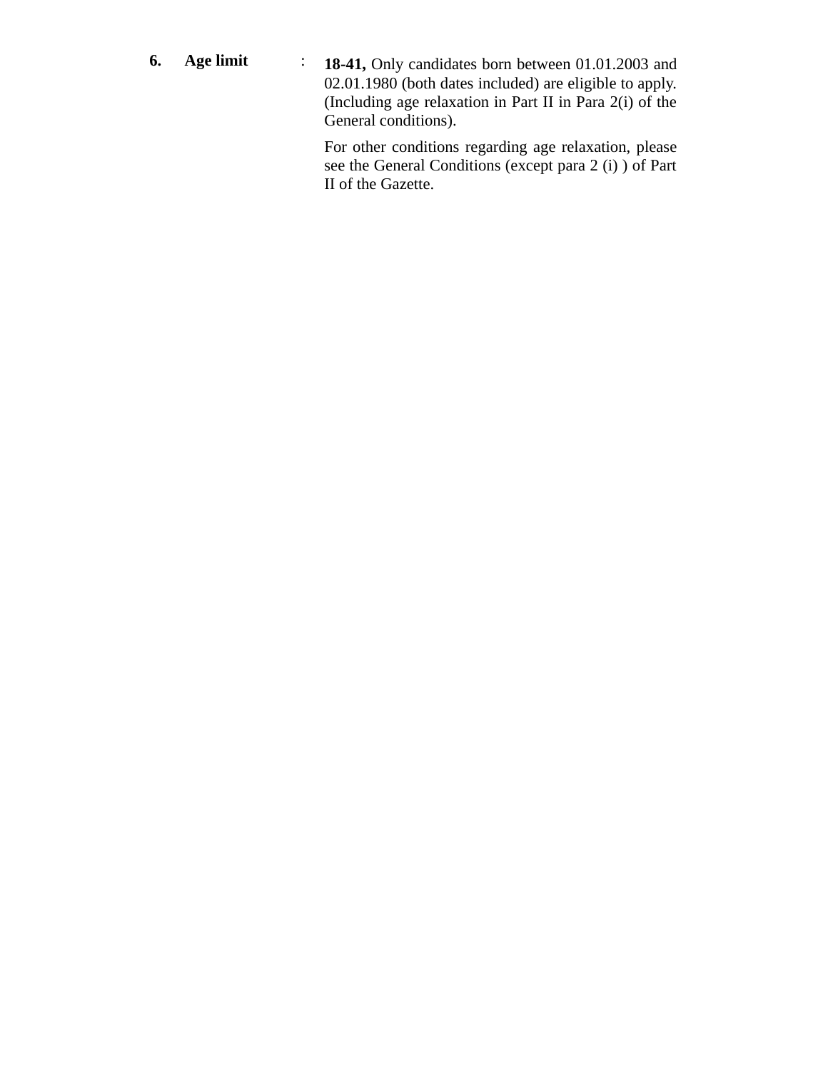| | | | |
|---|---|---|---|
| **6.** | **Age limit** | : | **18-41,** Only candidates born between 01.01.2003 and 02.01.1980 (both dates included) are eligible to apply. (Including age relaxation in Part II in Para 2(i) of the General conditions).<br><br>For other conditions regarding age relaxation, please see the General Conditions (except para 2 (i) ) of Part II of the Gazette. |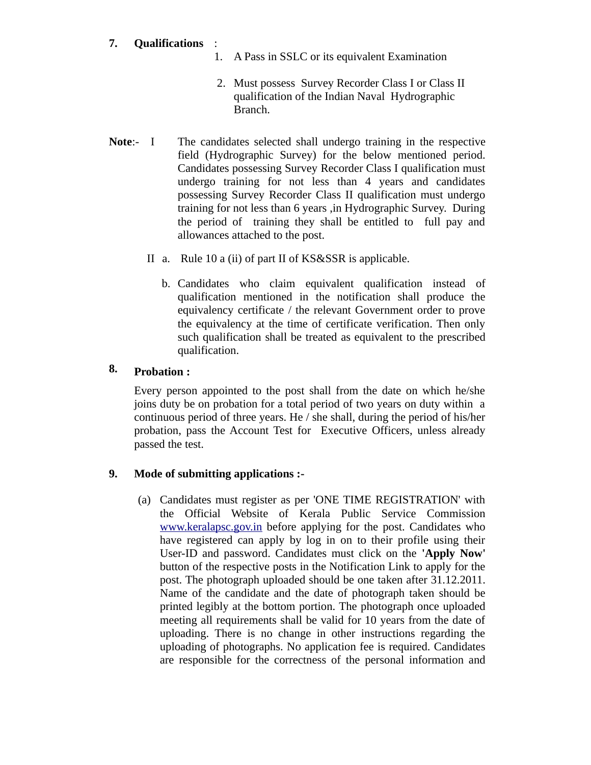**7. Qualifications** :

1. A Pass in SSLC or its equivalent Examination
2. Must possess Survey Recorder Class I or Class II qualification of the Indian Naval Hydrographic Branch.

**Note**:- I The candidates selected shall undergo training in the respective field (Hydrographic Survey) for the below mentioned period. Candidates possessing Survey Recorder Class I qualification must undergo training for not less than 4 years and candidates possessing Survey Recorder Class II qualification must undergo training for not less than 6 years ,in Hydrographic Survey. During the period of training they shall be entitled to full pay and allowances attached to the post.

II a. Rule 10 a (ii) of part II of KS&SSR is applicable.

b. Candidates who claim equivalent qualification instead of qualification mentioned in the notification shall produce the equivalency certificate / the relevant Government order to prove the equivalency at the time of certificate verification. Then only such qualification shall be treated as equivalent to the prescribed qualification.

**8. Probation :**

Every person appointed to the post shall from the date on which he/she joins duty be on probation for a total period of two years on duty within a continuous period of three years. He / she shall, during the period of his/her probation, pass the Account Test for Executive Officers, unless already passed the test.

**9. Mode of submitting applications :-**

(a) Candidates must register as per 'ONE TIME REGISTRATION' with the Official Website of Kerala Public Service Commission www.keralapsc.gov.in before applying for the post. Candidates who have registered can apply by log in on to their profile using their User-ID and password. Candidates must click on the **'Apply Now'** button of the respective posts in the Notification Link to apply for the post. The photograph uploaded should be one taken after 31.12.2011. Name of the candidate and the date of photograph taken should be printed legibly at the bottom portion. The photograph once uploaded meeting all requirements shall be valid for 10 years from the date of uploading. There is no change in other instructions regarding the uploading of photographs. No application fee is required. Candidates are responsible for the correctness of the personal information and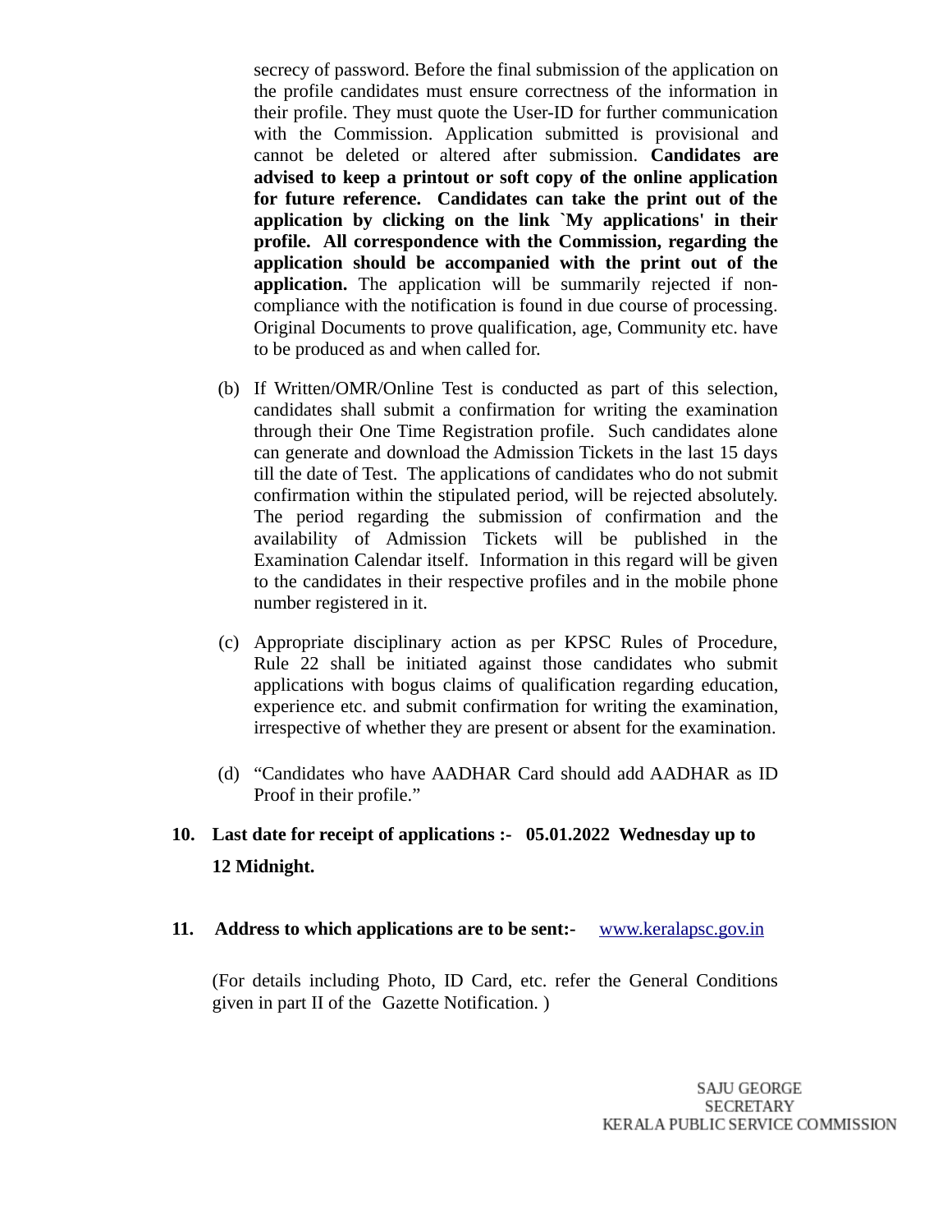secrecy of password. Before the final submission of the application on the profile candidates must ensure correctness of the information in their profile. They must quote the User-ID for further communication with the Commission. Application submitted is provisional and cannot be deleted or altered after submission. **Candidates are advised to keep a printout or soft copy of the online application for future reference. Candidates can take the print out of the application by clicking on the link `My applications' in their profile. All correspondence with the Commission, regarding the application should be accompanied with the print out of the application.** The application will be summarily rejected if non-compliance with the notification is found in due course of processing. Original Documents to prove qualification, age, Community etc. have to be produced as and when called for.

(b) If Written/OMR/Online Test is conducted as part of this selection, candidates shall submit a confirmation for writing the examination through their One Time Registration profile. Such candidates alone can generate and download the Admission Tickets in the last 15 days till the date of Test. The applications of candidates who do not submit confirmation within the stipulated period, will be rejected absolutely. The period regarding the submission of confirmation and the availability of Admission Tickets will be published in the Examination Calendar itself. Information in this regard will be given to the candidates in their respective profiles and in the mobile phone number registered in it.

(c) Appropriate disciplinary action as per KPSC Rules of Procedure, Rule 22 shall be initiated against those candidates who submit applications with bogus claims of qualification regarding education, experience etc. and submit confirmation for writing the examination, irrespective of whether they are present or absent for the examination.

(d) "Candidates who have AADHAR Card should add AADHAR as ID Proof in their profile."

**10. Last date for receipt of applications :- 05.01.2022 Wednesday up to 12 Midnight.**

**11. Address to which applications are to be sent:-** www.keralapsc.gov.in

(For details including Photo, ID Card, etc. refer the General Conditions given in part II of the Gazette Notification. )

SAJU GEORGE
SECRETARY
KERALA PUBLIC SERVICE COMMISSION